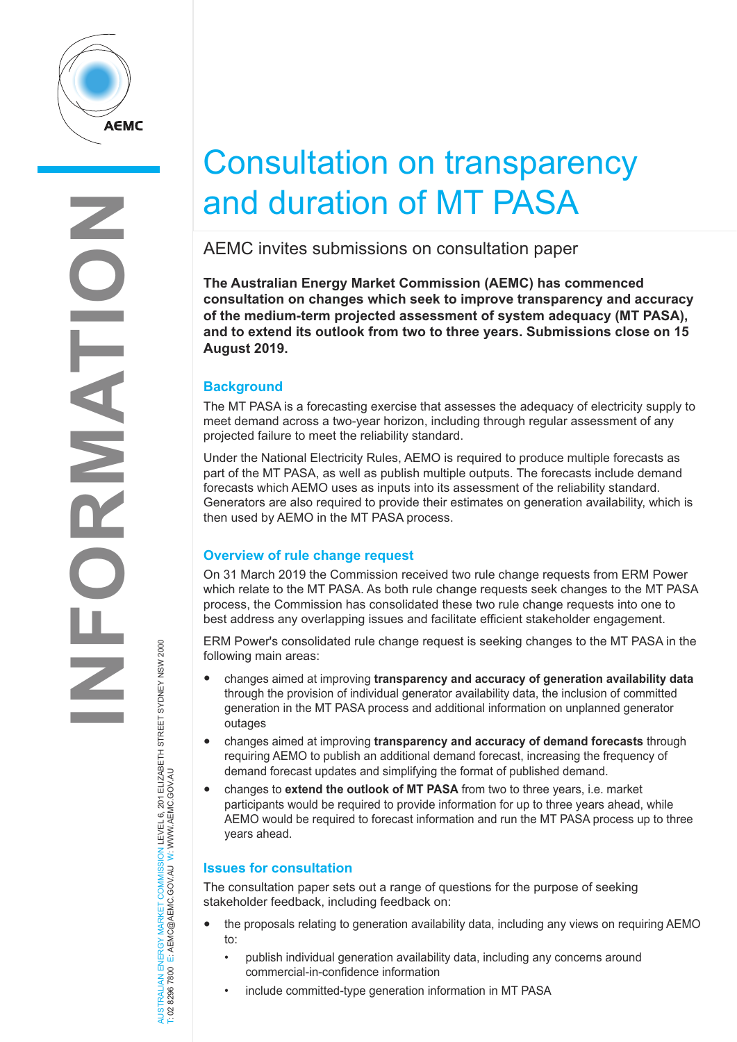# Consultation on transparency and duration of MT PASA

## AEMC invites submissions on consultation paper

**The Australian Energy Market Commission (AEMC) has commenced consultation on changes which seek to improve transparency and accuracy of the medium-term projected assessment of system adequacy (MT PASA), and to extend its outlook from two to three years. Submissions close on 15 August 2019.**

### Background

The MT PASA is a forecasting exercise that assesses the adequacy of electricity supply to meet demand across a two-year horizon, including through regular assessment of any projected failure to meet the reliability standard.

Under the National Electricity Rules, AEMO is required to produce multiple forecasts as part of the MT PASA, as well as publish multiple outputs. The forecasts include demand forecasts which AEMO uses as inputs into its assessment of the reliability standard. Generators are also required to provide their estimates on generation availability, which is then used by AEMO in the MT PASA process.

### Overview of rule change request

On 31 March 2019 the Commission received two rule change requests from ERM Power which relate to the MT PASA. As both rule change requests seek changes to the MT PASA process, the Commission has consolidated these two rule change requests into one to best address any overlapping issues and facilitate efficient stakeholder engagement.

ERM Power's consolidated rule change request is seeking changes to the MT PASA in the following main areas:

- changes aimed at improving **transparency and accuracy of generation availability data** through the provision of individual generator availability data, the inclusion of committed generation in the MT PASA process and additional information on unplanned generator outages
- changes aimed at improving **transparency and accuracy of demand forecasts** through requiring AEMO to publish an additional demand forecast, increasing the frequency of demand forecast updates and simplifying the format of published demand.
- changes to **extend the outlook of MT PASA** from two to three years, i.e. market participants would be required to provide information for up to three years ahead, while AEMO would be required to forecast information and run the MT PASA process up to three years ahead.

### Issues for consultation

The consultation paper sets out a range of questions for the purpose of seeking stakeholder feedback, including feedback on:

- the proposals relating to generation availability data, including any views on requiring AEMO to:
  - publish individual generation availability data, including any concerns around commercial-in-confidence information
  - include committed-type generation information in MT PASA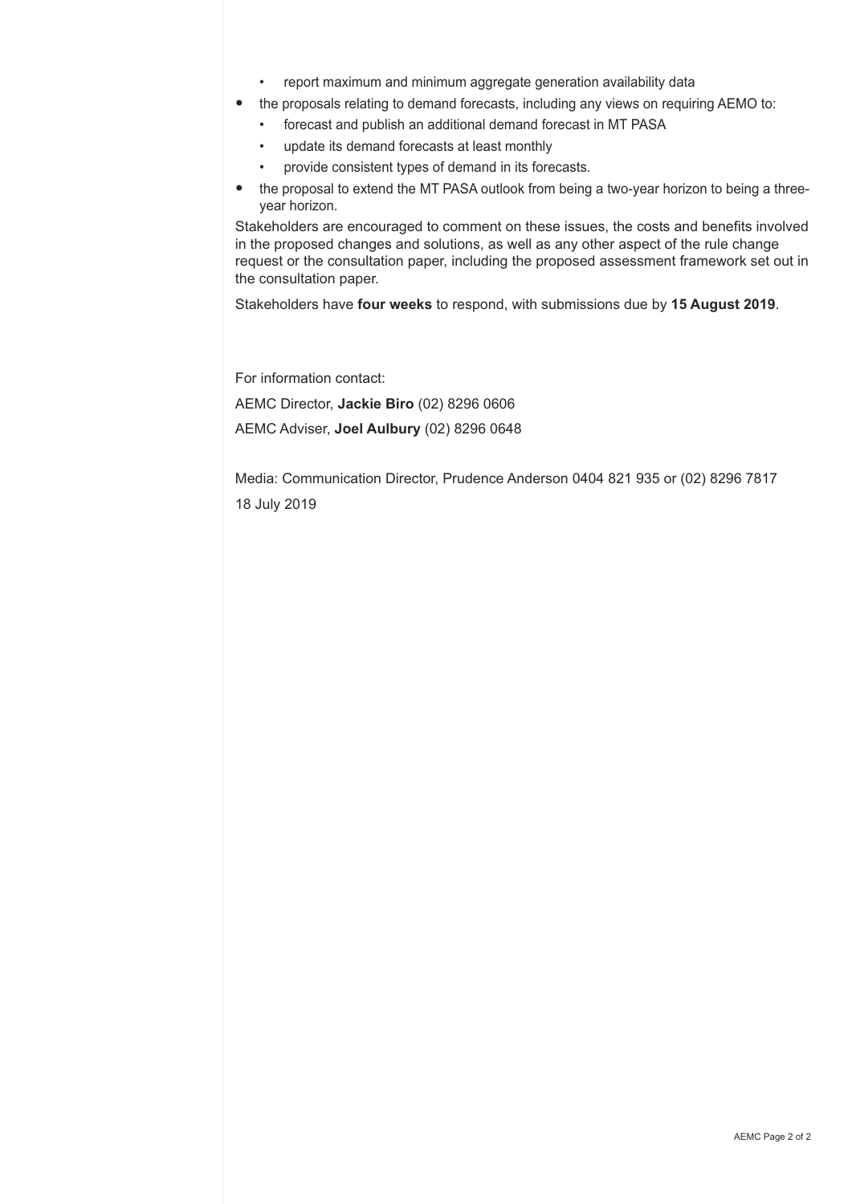- report maximum and minimum aggregate generation availability data
- the proposals relating to demand forecasts, including any views on requiring AEMO to:
  - forecast and publish an additional demand forecast in MT PASA
  - update its demand forecasts at least monthly
  - provide consistent types of demand in its forecasts.
- the proposal to extend the MT PASA outlook from being a two-year horizon to being a three-year horizon.

Stakeholders are encouraged to comment on these issues, the costs and benefits involved in the proposed changes and solutions, as well as any other aspect of the rule change request or the consultation paper, including the proposed assessment framework set out in the consultation paper.

Stakeholders have **four weeks** to respond, with submissions due by **15 August 2019**.

For information contact:

AEMC Director, **Jackie Biro** (02) 8296 0606

AEMC Adviser, **Joel Aulbury** (02) 8296 0648

Media: Communication Director, Prudence Anderson 0404 821 935 or (02) 8296 7817

18 July 2019